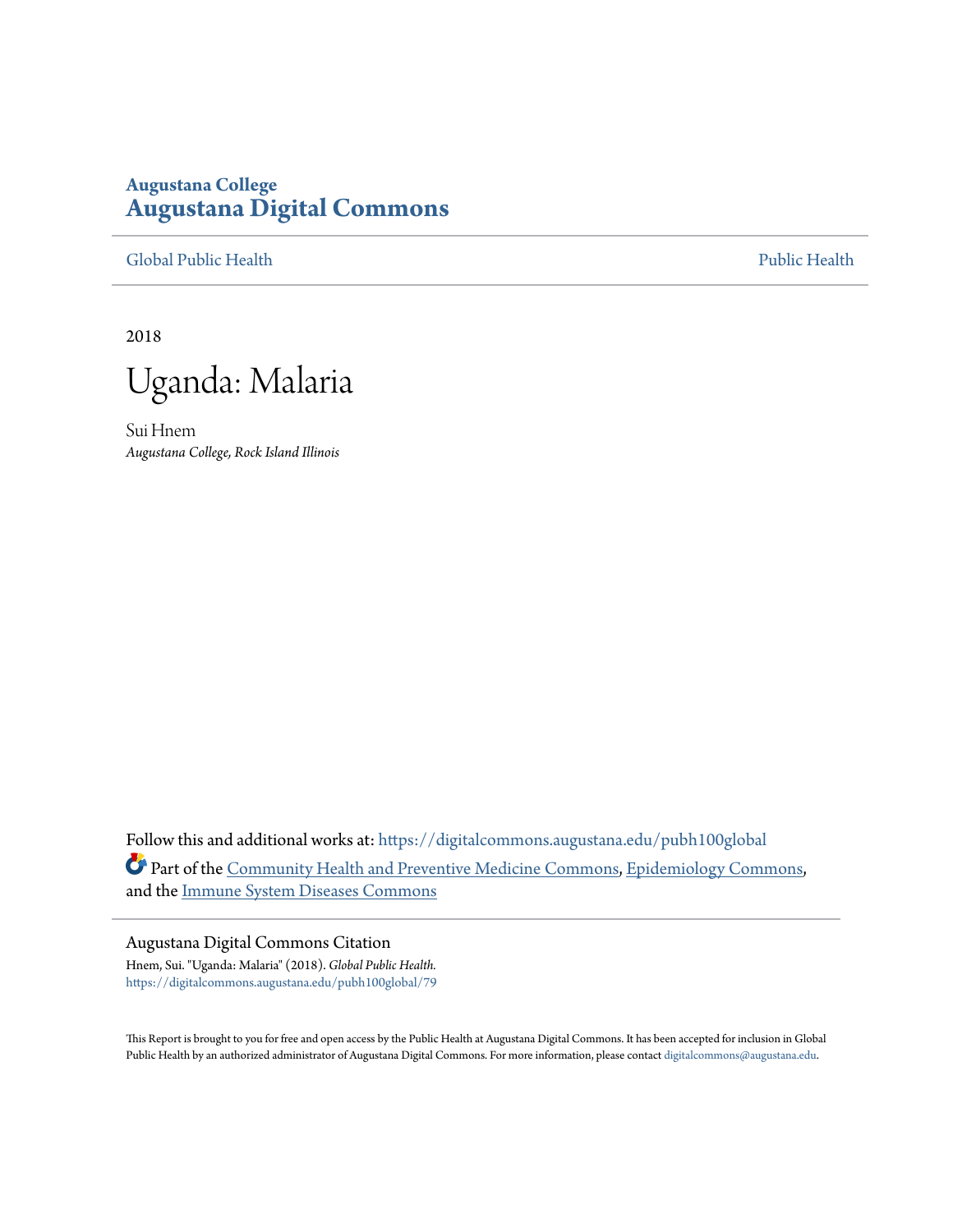Augustana College
**Augustana Digital Commons**

Global Public Health | Public Health

2018

# Uganda: Malaria

Sui Hnem
*Augustana College, Rock Island Illinois*

Follow this and additional works at: https://digitalcommons.augustana.edu/pubh100global

Part of the Community Health and Preventive Medicine Commons, Epidemiology Commons, and the Immune System Diseases Commons

Augustana Digital Commons Citation

Hnem, Sui. "Uganda: Malaria" (2018). *Global Public Health.*
https://digitalcommons.augustana.edu/pubh100global/79

This Report is brought to you for free and open access by the Public Health at Augustana Digital Commons. It has been accepted for inclusion in Global Public Health by an authorized administrator of Augustana Digital Commons. For more information, please contact digitalcommons@augustana.edu.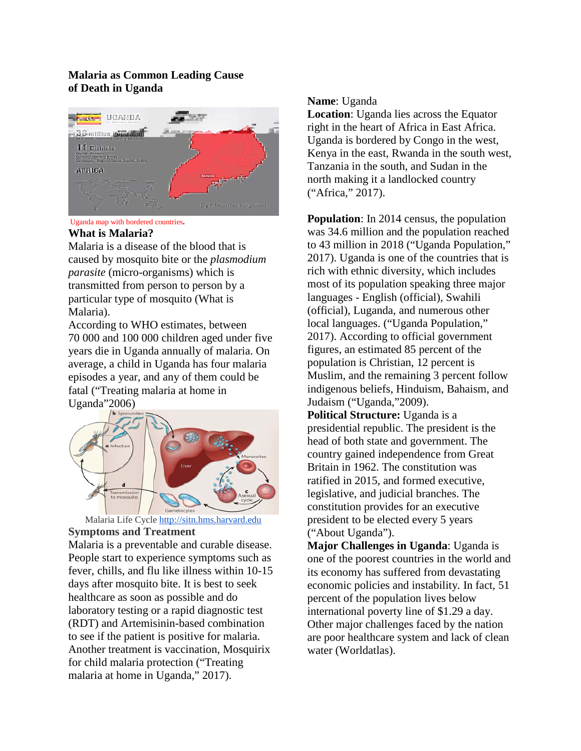## Malaria as Common Leading Cause of Death in Uganda

Uganda map with bordered countries.

### What is Malaria?

Malaria is a disease of the blood that is caused by mosquito bite or the *plasmodium parasite* (micro-organisms) which is transmitted from person to person by a particular type of mosquito (What is Malaria).

According to WHO estimates, between 70 000 and 100 000 children aged under five years die in Uganda annually of malaria. On average, a child in Uganda has four malaria episodes a year, and any of them could be fatal ("Treating malaria at home in Uganda"2006)

Malaria Life Cycle http://sitn.hms.harvard.edu

### Symptoms and Treatment

Malaria is a preventable and curable disease. People start to experience symptoms such as fever, chills, and flu like illness within 10-15 days after mosquito bite. It is best to seek healthcare as soon as possible and do laboratory testing or a rapid diagnostic test (RDT) and Artemisinin-based combination to see if the patient is positive for malaria. Another treatment is vaccination, Mosquirix for child malaria protection ("Treating malaria at home in Uganda," 2017).

**Name**: Uganda

**Location**: Uganda lies across the Equator right in the heart of Africa in East Africa. Uganda is bordered by Congo in the west, Kenya in the east, Rwanda in the south west, Tanzania in the south, and Sudan in the north making it a landlocked country ("Africa," 2017).

**Population**: In 2014 census, the population was 34.6 million and the population reached to 43 million in 2018 ("Uganda Population," 2017). Uganda is one of the countries that is rich with ethnic diversity, which includes most of its population speaking three major languages - English (official), Swahili (official), Luganda, and numerous other local languages. ("Uganda Population," 2017). According to official government figures, an estimated 85 percent of the population is Christian, 12 percent is Muslim, and the remaining 3 percent follow indigenous beliefs, Hinduism, Bahaism, and Judaism ("Uganda,"2009).

**Political Structure:** Uganda is a presidential republic. The president is the head of both state and government. The country gained independence from Great Britain in 1962. The constitution was ratified in 2015, and formed executive, legislative, and judicial branches. The constitution provides for an executive president to be elected every 5 years ("About Uganda").

**Major Challenges in Uganda**: Uganda is one of the poorest countries in the world and its economy has suffered from devastating economic policies and instability. In fact, 51 percent of the population lives below international poverty line of $1.29 a day. Other major challenges faced by the nation are poor healthcare system and lack of clean water (Worldatlas).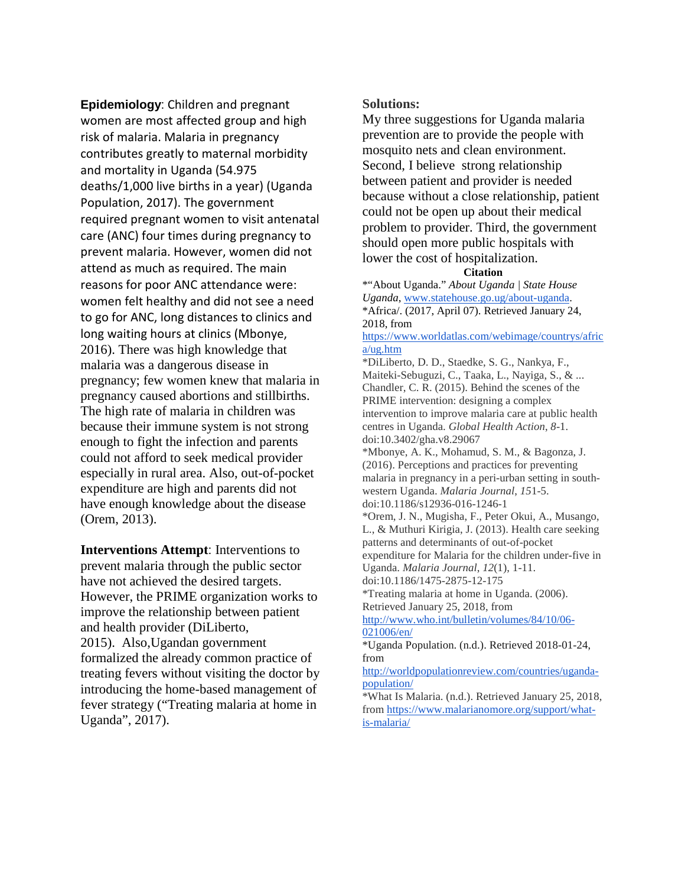**Epidemiology**: Children and pregnant women are most affected group and high risk of malaria. Malaria in pregnancy contributes greatly to maternal morbidity and mortality in Uganda (54.975 deaths/1,000 live births in a year) (Uganda Population, 2017). The government required pregnant women to visit antenatal care (ANC) four times during pregnancy to prevent malaria. However, women did not attend as much as required. The main reasons for poor ANC attendance were: women felt healthy and did not see a need to go for ANC, long distances to clinics and long waiting hours at clinics (Mbonye, 2016). There was high knowledge that malaria was a dangerous disease in pregnancy; few women knew that malaria in pregnancy caused abortions and stillbirths. The high rate of malaria in children was because their immune system is not strong enough to fight the infection and parents could not afford to seek medical provider especially in rural area. Also, out-of-pocket expenditure are high and parents did not have enough knowledge about the disease (Orem, 2013).

**Interventions Attempt**: Interventions to prevent malaria through the public sector have not achieved the desired targets. However, the PRIME organization works to improve the relationship between patient and health provider (DiLiberto, 2015). Also,Ugandan government formalized the already common practice of treating fevers without visiting the doctor by introducing the home-based management of fever strategy ("Treating malaria at home in Uganda", 2017).

**Solutions:**

My three suggestions for Uganda malaria prevention are to provide the people with mosquito nets and clean environment. Second, I believe strong relationship between patient and provider is needed because without a close relationship, patient could not be open up about their medical problem to provider. Third, the government should open more public hospitals with lower the cost of hospitalization.

**Citation**

*"About Uganda." *About Uganda | State House Uganda*, www.statehouse.go.ug/about-uganda.

*Africa/. (2017, April 07). Retrieved January 24, 2018, from https://www.worldatlas.com/webimage/countrys/africa/ug.htm

*DiLiberto, D. D., Staedke, S. G., Nankya, F., Maiteki-Sebuguzi, C., Taaka, L., Nayiga, S., & ... Chandler, C. R. (2015). Behind the scenes of the PRIME intervention: designing a complex intervention to improve malaria care at public health centres in Uganda. *Global Health Action*, *8*-1. doi:10.3402/gha.v8.29067

*Mbonye, A. K., Mohamud, S. M., & Bagonza, J. (2016). Perceptions and practices for preventing malaria in pregnancy in a peri-urban setting in south-western Uganda. *Malaria Journal*, *15*1-5. doi:10.1186/s12936-016-1246-1

*Orem, J. N., Mugisha, F., Peter Okui, A., Musango, L., & Muthuri Kirigia, J. (2013). Health care seeking patterns and determinants of out-of-pocket expenditure for Malaria for the children under-five in Uganda. *Malaria Journal*, *12*(1), 1-11. doi:10.1186/1475-2875-12-175

*Treating malaria at home in Uganda. (2006). Retrieved January 25, 2018, from http://www.who.int/bulletin/volumes/84/10/06-021006/en/

*Uganda Population. (n.d.). Retrieved 2018-01-24, from http://worldpopulationreview.com/countries/uganda-population/

*What Is Malaria. (n.d.). Retrieved January 25, 2018, from https://www.malarianomore.org/support/what-is-malaria/